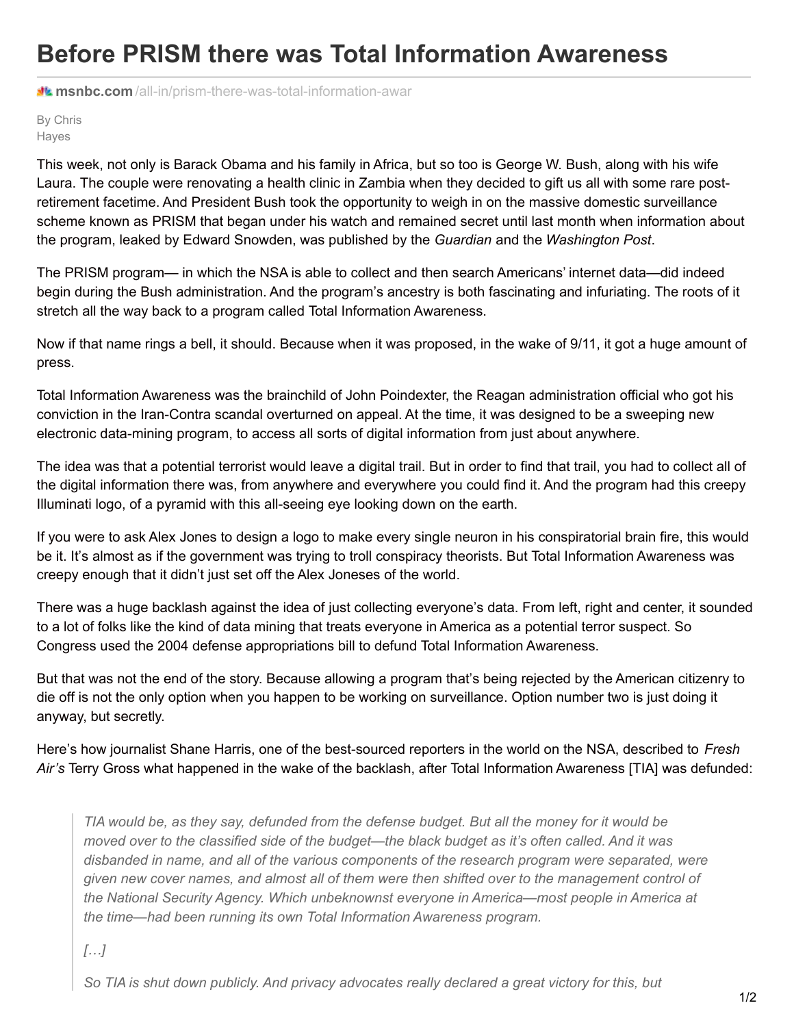# Before PRISM there was Total Information Awareness

msnbc.com/all-in/prism-there-was-total-information-awar

By Chris Hayes

This week, not only is Barack Obama and his family in Africa, but so too is George W. Bush, along with his wife Laura. The couple were renovating a health clinic in Zambia when they decided to gift us all with some rare post-retirement facetime. And President Bush took the opportunity to weigh in on the massive domestic surveillance scheme known as PRISM that began under his watch and remained secret until last month when information about the program, leaked by Edward Snowden, was published by the *Guardian* and the *Washington Post*.

The PRISM program— in which the NSA is able to collect and then search Americans' internet data—did indeed begin during the Bush administration. And the program's ancestry is both fascinating and infuriating. The roots of it stretch all the way back to a program called Total Information Awareness.

Now if that name rings a bell, it should. Because when it was proposed, in the wake of 9/11, it got a huge amount of press.

Total Information Awareness was the brainchild of John Poindexter, the Reagan administration official who got his conviction in the Iran-Contra scandal overturned on appeal. At the time, it was designed to be a sweeping new electronic data-mining program, to access all sorts of digital information from just about anywhere.

The idea was that a potential terrorist would leave a digital trail. But in order to find that trail, you had to collect all of the digital information there was, from anywhere and everywhere you could find it. And the program had this creepy Illuminati logo, of a pyramid with this all-seeing eye looking down on the earth.

If you were to ask Alex Jones to design a logo to make every single neuron in his conspiratorial brain fire, this would be it. It's almost as if the government was trying to troll conspiracy theorists. But Total Information Awareness was creepy enough that it didn't just set off the Alex Joneses of the world.

There was a huge backlash against the idea of just collecting everyone's data. From left, right and center, it sounded to a lot of folks like the kind of data mining that treats everyone in America as a potential terror suspect. So Congress used the 2004 defense appropriations bill to defund Total Information Awareness.

But that was not the end of the story. Because allowing a program that's being rejected by the American citizenry to die off is not the only option when you happen to be working on surveillance. Option number two is just doing it anyway, but secretly.

Here's how journalist Shane Harris, one of the best-sourced reporters in the world on the NSA, described to *Fresh Air's* Terry Gross what happened in the wake of the backlash, after Total Information Awareness [TIA] was defunded:

> *TIA would be, as they say, defunded from the defense budget. But all the money for it would be moved over to the classified side of the budget—the black budget as it's often called. And it was disbanded in name, and all of the various components of the research program were separated, were given new cover names, and almost all of them were then shifted over to the management control of the National Security Agency. Which unbeknownst everyone in America—most people in America at the time—had been running its own Total Information Awareness program.*
>
> *[…]*
>
> *So TIA is shut down publicly. And privacy advocates really declared a great victory for this, but*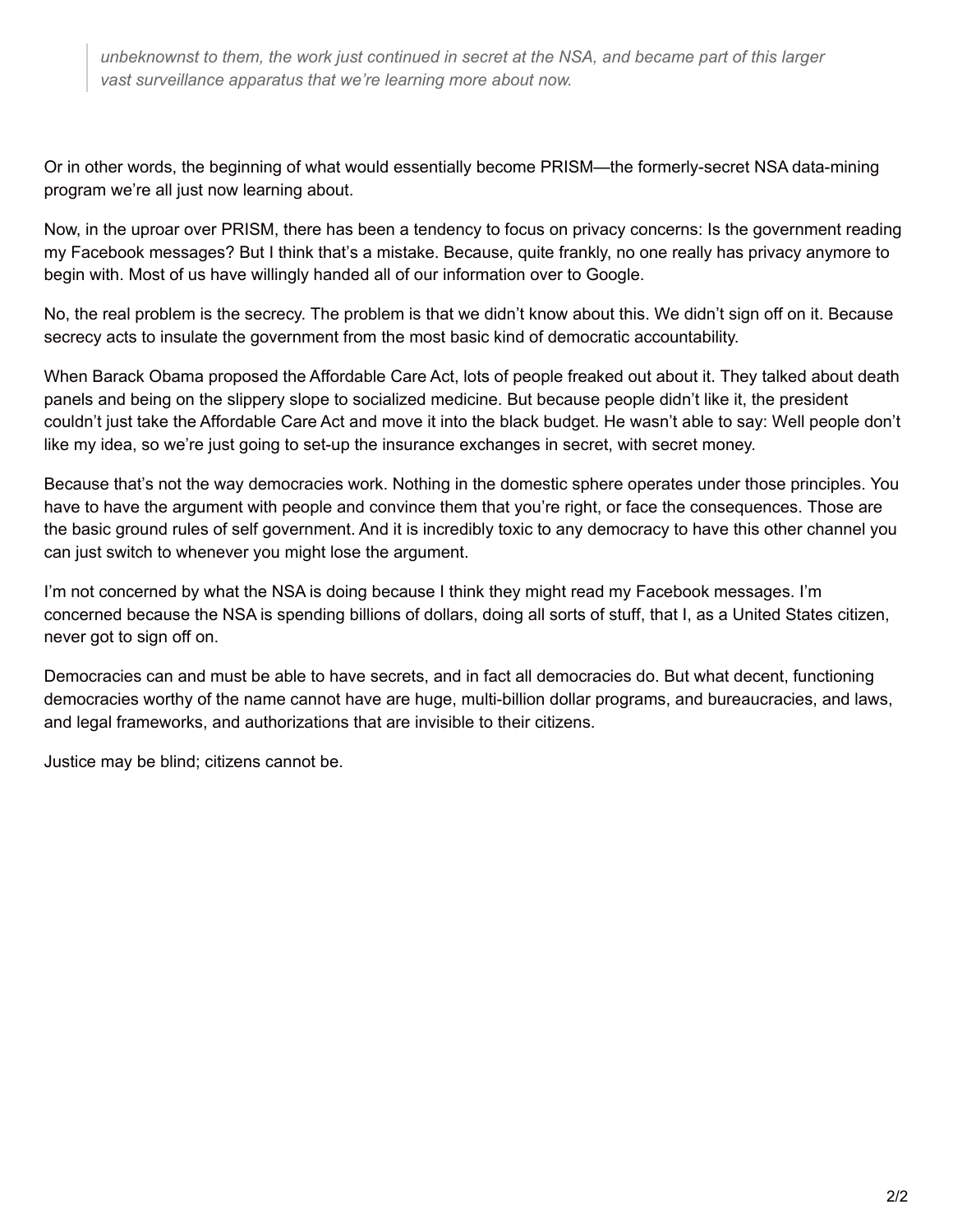> *unbeknownst to them, the work just continued in secret at the NSA, and became part of this larger vast surveillance apparatus that we're learning more about now.*

Or in other words, the beginning of what would essentially become PRISM—the formerly-secret NSA data-mining program we're all just now learning about.

Now, in the uproar over PRISM, there has been a tendency to focus on privacy concerns: Is the government reading my Facebook messages? But I think that's a mistake. Because, quite frankly, no one really has privacy anymore to begin with. Most of us have willingly handed all of our information over to Google.

No, the real problem is the secrecy. The problem is that we didn't know about this. We didn't sign off on it. Because secrecy acts to insulate the government from the most basic kind of democratic accountability.

When Barack Obama proposed the Affordable Care Act, lots of people freaked out about it. They talked about death panels and being on the slippery slope to socialized medicine. But because people didn't like it, the president couldn't just take the Affordable Care Act and move it into the black budget. He wasn't able to say: Well people don't like my idea, so we're just going to set-up the insurance exchanges in secret, with secret money.

Because that's not the way democracies work. Nothing in the domestic sphere operates under those principles. You have to have the argument with people and convince them that you're right, or face the consequences. Those are the basic ground rules of self government. And it is incredibly toxic to any democracy to have this other channel you can just switch to whenever you might lose the argument.

I'm not concerned by what the NSA is doing because I think they might read my Facebook messages. I'm concerned because the NSA is spending billions of dollars, doing all sorts of stuff, that I, as a United States citizen, never got to sign off on.

Democracies can and must be able to have secrets, and in fact all democracies do. But what decent, functioning democracies worthy of the name cannot have are huge, multi-billion dollar programs, and bureaucracies, and laws, and legal frameworks, and authorizations that are invisible to their citizens.

Justice may be blind; citizens cannot be.